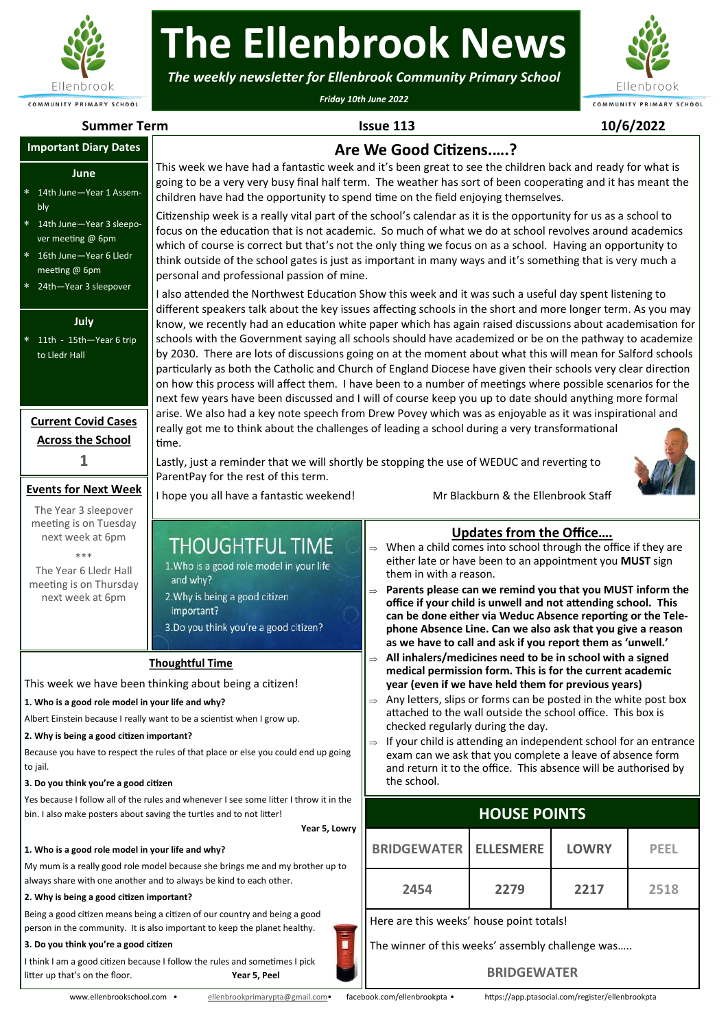# The Ellenbrook News

*The weekly newsletter for Ellenbrook Community Primary School*

*Friday 10th June 2022*

**Summer Term** | **Issue 113** | **10/6/2022**

## Important Diary Dates

### June

- 14th June—Year 1 Assembly
- 14th June—Year 3 sleepover meeting @ 6pm
- 16th June—Year 6 Lledr meeting @ 6pm
- 24th—Year 3 sleepover

### July

- 11th - 15th—Year 6 trip to Lledr Hall

## Current Covid Cases Across the School

**1**

## Events for Next Week

The Year 3 sleepover meeting is on Tuesday next week at 6pm

\*\*\*

The Year 6 Lledr Hall meeting is on Thursday next week at 6pm

## Are We Good Citizens.....?

This week we have had a fantastic week and it's been great to see the children back and ready for what is going to be a very very busy final half term. The weather has sort of been cooperating and it has meant the children have had the opportunity to spend time on the field enjoying themselves.

Citizenship week is a really vital part of the school's calendar as it is the opportunity for us as a school to focus on the education that is not academic. So much of what we do at school revolves around academics which of course is correct but that's not the only thing we focus on as a school. Having an opportunity to think outside of the school gates is just as important in many ways and it's something that is very much a personal and professional passion of mine.

I also attended the Northwest Education Show this week and it was such a useful day spent listening to different speakers talk about the key issues affecting schools in the short and more longer term. As you may know, we recently had an education white paper which has again raised discussions about academisation for schools with the Government saying all schools should have academized or be on the pathway to academize by 2030. There are lots of discussions going on at the moment about what this will mean for Salford schools particularly as both the Catholic and Church of England Diocese have given their schools very clear direction on how this process will affect them. I have been to a number of meetings where possible scenarios for the next few years have been discussed and I will of course keep you up to date should anything more formal arise. We also had a key note speech from Drew Povey which was as enjoyable as it was inspirational and really got me to think about the challenges of leading a school during a very transformational time.

Lastly, just a reminder that we will shortly be stopping the use of WEDUC and reverting to ParentPay for the rest of this term.

I hope you all have a fantastic weekend!

Mr Blackburn & the Ellenbrook Staff

## THOUGHTFUL TIME

1. Who is a good role model in your life and why?
2. Why is being a good citizen important?
3. Do you think you're a good citizen?

## Thoughtful Time

This week we have been thinking about being a citizen!

**1. Who is a good role model in your life and why?**

Albert Einstein because I really want to be a scientist when I grow up.

**2. Why is being a good citizen important?**

Because you have to respect the rules of that place or else you could end up going to jail.

**3. Do you think you're a good citizen**

Yes because I follow all of the rules and whenever I see some litter I throw it in the bin. I also make posters about saving the turtles and to not litter!

**Year 5, Lowry**

**1. Who is a good role model in your life and why?**

My mum is a really good role model because she brings me and my brother up to always share with one another and to always be kind to each other.

**2. Why is being a good citizen important?**

Being a good citizen means being a citizen of our country and being a good person in the community. It is also important to keep the planet healthy.

**3. Do you think you're a good citizen**

I think I am a good citizen because I follow the rules and sometimes I pick litter up that's on the floor.

**Year 5, Peel**

## Updates from the Office….

- When a child comes into school through the office if they are either late or have been to an appointment you **MUST** sign them in with a reason.
- **Parents please can we remind you that you MUST inform the office if your child is unwell and not attending school. This can be done either via Weduc Absence reporting or the Telephone Absence Line. Can we also ask that you give a reason as we have to call and ask if you report them as 'unwell.'**
- **All inhalers/medicines need to be in school with a signed medical permission form. This is for the current academic year (even if we have held them for previous years)**
- Any letters, slips or forms can be posted in the white post box attached to the wall outside the school office. This box is checked regularly during the day.
- If your child is attending an independent school for an entrance exam can we ask that you complete a leave of absence form and return it to the office. This absence will be authorised by the school.

## HOUSE POINTS

| BRIDGEWATER | ELLESMERE | LOWRY | PEEL |
|---|---|---|---|
| 2454 | 2279 | 2217 | 2518 |

Here are this weeks' house point totals!

The winner of this weeks' assembly challenge was…..

**BRIDGEWATER**

www.ellenbrookschool.com • ellenbrookprimarypta@gmail.com • facebook.com/ellenbrookpta • https://app.ptasocial.com/register/ellenbrookpta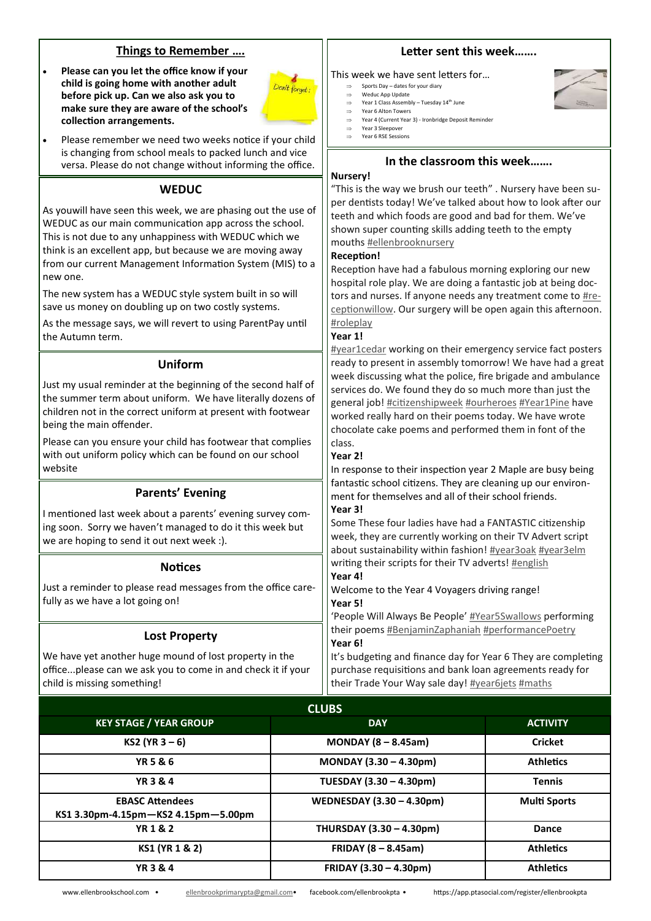## Things to Remember ….

- **Please can you let the office know if your child is going home with another adult before pick up. Can we also ask you to make sure they are aware of the school's collection arrangements.**
- Please remember we need two weeks notice if your child is changing from school meals to packed lunch and vice versa. Please do not change without informing the office.

## WEDUC

As youwill have seen this week, we are phasing out the use of WEDUC as our main communication app across the school. This is not due to any unhappiness with WEDUC which we think is an excellent app, but because we are moving away from our current Management Information System (MIS) to a new one.

The new system has a WEDUC style system built in so will save us money on doubling up on two costly systems.

As the message says, we will revert to using ParentPay until the Autumn term.

## Uniform

Just my usual reminder at the beginning of the second half of the summer term about uniform. We have literally dozens of children not in the correct uniform at present with footwear being the main offender.

Please can you ensure your child has footwear that complies with out uniform policy which can be found on our school website

## Parents' Evening

I mentioned last week about a parents' evening survey coming soon. Sorry we haven't managed to do it this week but we are hoping to send it out next week :).

## Notices

Just a reminder to please read messages from the office carefully as we have a lot going on!

## Lost Property

We have yet another huge mound of lost property in the office...please can we ask you to come in and check it if your child is missing something!

## Letter sent this week…….

This week we have sent letters for…

- Sports Day – dates for your diary
- Weduc App Update
- Year 1 Class Assembly – Tuesday 14th June
- Year 6 Alton Towers
- Year 4 (Current Year 3) - Ironbridge Deposit Reminder
- Year 3 Sleepover
- Year 6 RSE Sessions

## In the classroom this week…….

**Nursery!**

"This is the way we brush our teeth" . Nursery have been super dentists today! We've talked about how to look after our teeth and which foods are good and bad for them. We've shown super counting skills adding teeth to the empty mouths #ellenbrooknursery

**Reception!**

Reception have had a fabulous morning exploring our new hospital role play. We are doing a fantastic job at being doctors and nurses. If anyone needs any treatment come to #receptionwillow. Our surgery will be open again this afternoon. #roleplay

**Year 1!**

#year1cedar working on their emergency service fact posters ready to present in assembly tomorrow! We have had a great week discussing what the police, fire brigade and ambulance services do. We found they do so much more than just the general job! #citizenshipweek #ourheroes #Year1Pine have worked really hard on their poems today. We have wrote chocolate cake poems and performed them in font of the class.

**Year 2!**

In response to their inspection year 2 Maple are busy being fantastic school citizens. They are cleaning up our environment for themselves and all of their school friends.

**Year 3!**

Some These four ladies have had a FANTASTIC citizenship week, they are currently working on their TV Advert script about sustainability within fashion! #year3oak #year3elm writing their scripts for their TV adverts! #english

**Year 4!**

Welcome to the Year 4 Voyagers driving range!

**Year 5!**

'People Will Always Be People' #Year5Swallows performing their poems #BenjaminZaphaniah #performancePoetry

**Year 6!**

It's budgeting and finance day for Year 6 They are completing purchase requisitions and bank loan agreements ready for their Trade Your Way sale day! #year6jets #maths

## CLUBS

| KEY STAGE / YEAR GROUP | DAY | ACTIVITY |
|---|---|---|
| KS2 (YR 3 – 6) | MONDAY (8 – 8.45am) | Cricket |
| YR 5 & 6 | MONDAY (3.30 – 4.30pm) | Athletics |
| YR 3 & 4 | TUESDAY (3.30 – 4.30pm) | Tennis |
| EBASC Attendees KS1 3.30pm-4.15pm—KS2 4.15pm—5.00pm | WEDNESDAY (3.30 – 4.30pm) | Multi Sports |
| YR 1 & 2 | THURSDAY (3.30 – 4.30pm) | Dance |
| KS1 (YR 1 & 2) | FRIDAY (8 – 8.45am) | Athletics |
| YR 3 & 4 | FRIDAY (3.30 – 4.30pm) | Athletics |

www.ellenbrookschool.com • ellenbrookprimarypta@gmail.com • facebook.com/ellenbrookpta • https://app.ptasocial.com/register/ellenbrookpta